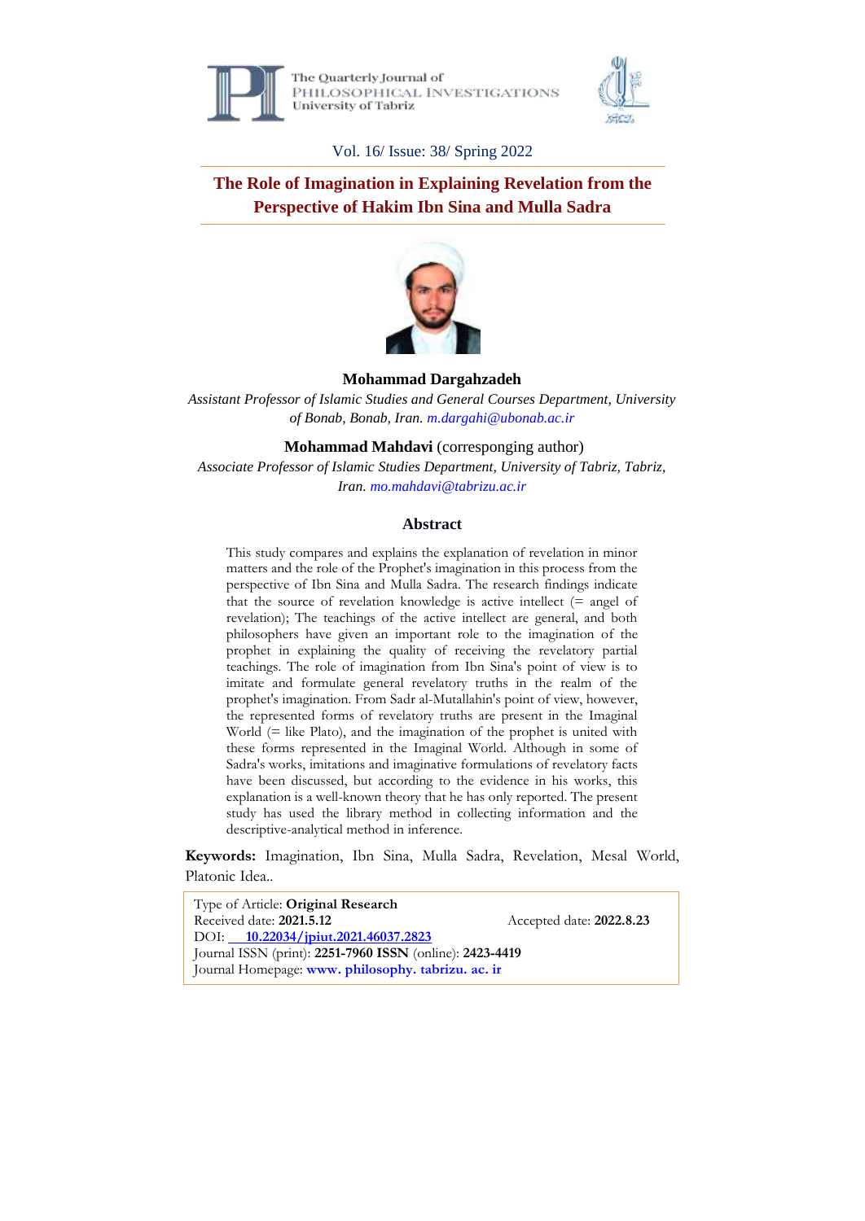The Quarterly Journal of
PHILOSOPHICAL INVESTIGATIONS
University of Tabriz

Vol. 16/ Issue: 38/ Spring 2022

# The Role of Imagination in Explaining Revelation from the Perspective of Hakim Ibn Sina and Mulla Sadra

**Mohammad Dargahzadeh**

*Assistant Professor of Islamic Studies and General Courses Department, University of Bonab, Bonab, Iran. m.dargahi@ubonab.ac.ir*

**Mohammad Mahdavi** (corresponging author)

*Associate Professor of Islamic Studies Department, University of Tabriz, Tabriz, Iran. mo.mahdavi@tabrizu.ac.ir*

## Abstract

This study compares and explains the explanation of revelation in minor matters and the role of the Prophet's imagination in this process from the perspective of Ibn Sina and Mulla Sadra. The research findings indicate that the source of revelation knowledge is active intellect (= angel of revelation); The teachings of the active intellect are general, and both philosophers have given an important role to the imagination of the prophet in explaining the quality of receiving the revelatory partial teachings. The role of imagination from Ibn Sina's point of view is to imitate and formulate general revelatory truths in the realm of the prophet's imagination. From Sadr al-Mutallahin's point of view, however, the represented forms of revelatory truths are present in the Imaginal World (= like Plato), and the imagination of the prophet is united with these forms represented in the Imaginal World. Although in some of Sadra's works, imitations and imaginative formulations of revelatory facts have been discussed, but according to the evidence in his works, this explanation is a well-known theory that he has only reported. The present study has used the library method in collecting information and the descriptive-analytical method in inference.

**Keywords:** Imagination, Ibn Sina, Mulla Sadra, Revelation, Mesal World, Platonic Idea..

Type of Article: **Original Research**
Received date: **2021.5.12** Accepted date: **2022.8.23**
DOI: **10.22034/jpiut.2021.46037.2823**
Journal ISSN (print): **2251-7960 ISSN** (online): **2423-4419**
Journal Homepage: **www. philosophy. tabrizu. ac. ir**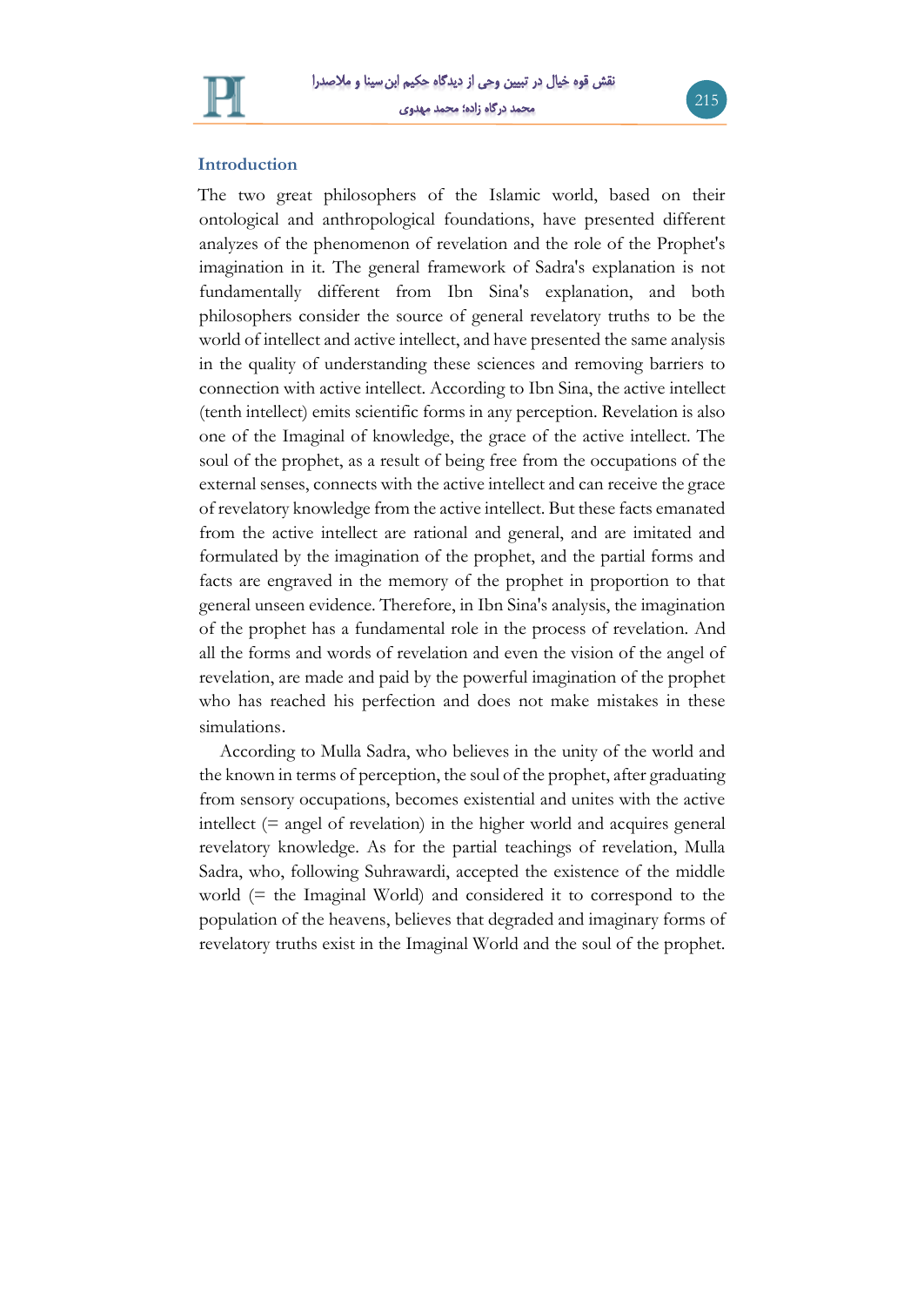## Introduction

The two great philosophers of the Islamic world, based on their ontological and anthropological foundations, have presented different analyzes of the phenomenon of revelation and the role of the Prophet's imagination in it. The general framework of Sadra's explanation is not fundamentally different from Ibn Sina's explanation, and both philosophers consider the source of general revelatory truths to be the world of intellect and active intellect, and have presented the same analysis in the quality of understanding these sciences and removing barriers to connection with active intellect. According to Ibn Sina, the active intellect (tenth intellect) emits scientific forms in any perception. Revelation is also one of the Imaginal of knowledge, the grace of the active intellect. The soul of the prophet, as a result of being free from the occupations of the external senses, connects with the active intellect and can receive the grace of revelatory knowledge from the active intellect. But these facts emanated from the active intellect are rational and general, and are imitated and formulated by the imagination of the prophet, and the partial forms and facts are engraved in the memory of the prophet in proportion to that general unseen evidence. Therefore, in Ibn Sina's analysis, the imagination of the prophet has a fundamental role in the process of revelation. And all the forms and words of revelation and even the vision of the angel of revelation, are made and paid by the powerful imagination of the prophet who has reached his perfection and does not make mistakes in these simulations.

According to Mulla Sadra, who believes in the unity of the world and the known in terms of perception, the soul of the prophet, after graduating from sensory occupations, becomes existential and unites with the active intellect (= angel of revelation) in the higher world and acquires general revelatory knowledge. As for the partial teachings of revelation, Mulla Sadra, who, following Suhrawardi, accepted the existence of the middle world (= the Imaginal World) and considered it to correspond to the population of the heavens, believes that degraded and imaginary forms of revelatory truths exist in the Imaginal World and the soul of the prophet.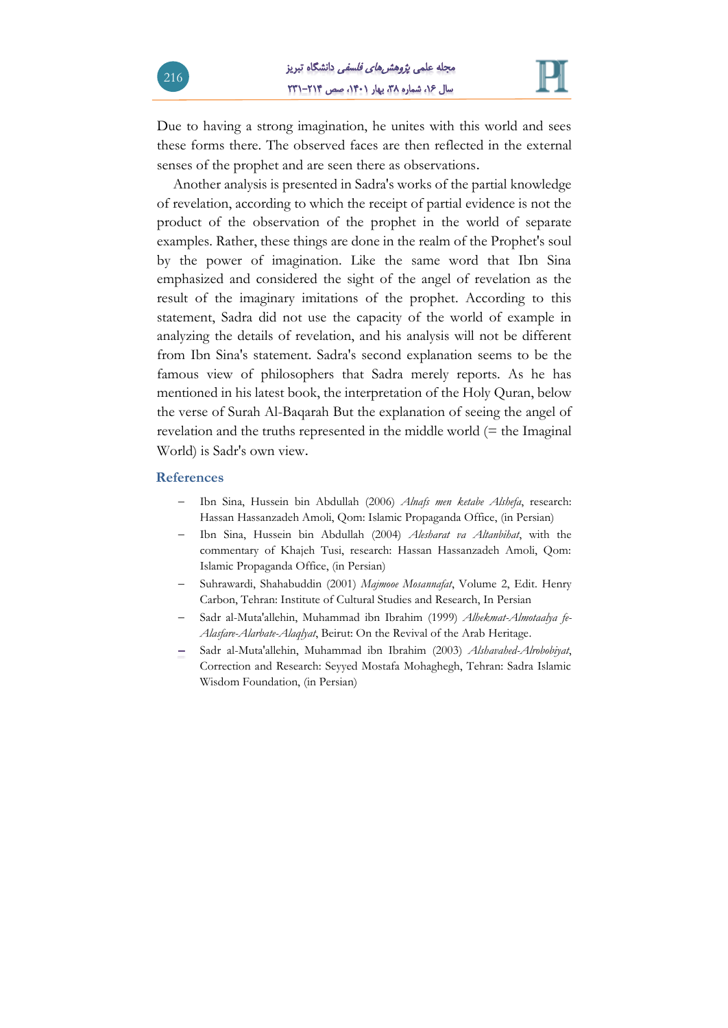Due to having a strong imagination, he unites with this world and sees these forms there. The observed faces are then reflected in the external senses of the prophet and are seen there as observations.

Another analysis is presented in Sadra's works of the partial knowledge of revelation, according to which the receipt of partial evidence is not the product of the observation of the prophet in the world of separate examples. Rather, these things are done in the realm of the Prophet's soul by the power of imagination. Like the same word that Ibn Sina emphasized and considered the sight of the angel of revelation as the result of the imaginary imitations of the prophet. According to this statement, Sadra did not use the capacity of the world of example in analyzing the details of revelation, and his analysis will not be different from Ibn Sina's statement. Sadra's second explanation seems to be the famous view of philosophers that Sadra merely reports. As he has mentioned in his latest book, the interpretation of the Holy Quran, below the verse of Surah Al-Baqarah But the explanation of seeing the angel of revelation and the truths represented in the middle world (= the Imaginal World) is Sadr's own view.

## References

- Ibn Sina, Hussein bin Abdullah (2006) *Alnafs men ketabe Alshefa*, research: Hassan Hassanzadeh Amoli, Qom: Islamic Propaganda Office, (in Persian)
- Ibn Sina, Hussein bin Abdullah (2004) *Alesharat va Altanbihat*, with the commentary of Khajeh Tusi, research: Hassan Hassanzadeh Amoli, Qom: Islamic Propaganda Office, (in Persian)
- Suhrawardi, Shahabuddin (2001) *Majmooe Mosannafat*, Volume 2, Edit. Henry Carbon, Tehran: Institute of Cultural Studies and Research, In Persian
- Sadr al-Muta'allehin, Muhammad ibn Ibrahim (1999) *Alhekmat-Almotaalya fe-Alasfare-Alarbate-Alaqlyat*, Beirut: On the Revival of the Arab Heritage.
- Sadr al-Muta'allehin, Muhammad ibn Ibrahim (2003) *Alshavahed-Alrobobiyat*, Correction and Research: Seyyed Mostafa Mohaghegh, Tehran: Sadra Islamic Wisdom Foundation, (in Persian)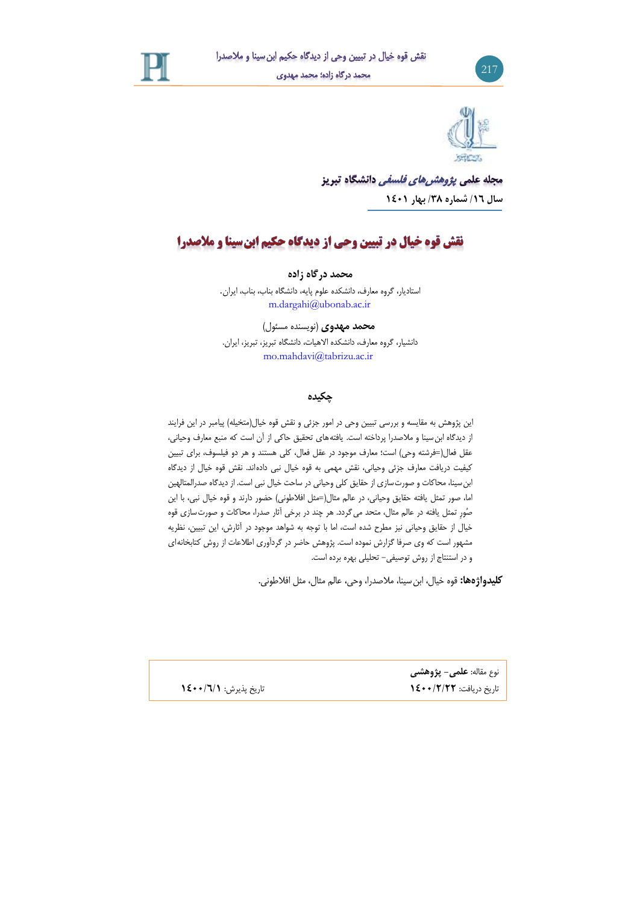**مجله علمی *پژوهش‌های فلسفی* دانشگاه تبریز**

**سال ١٦/ شماره ٣٨/ بهار ١٤٠١**

# نقش قوه خیال در تبیین وحی از دیدگاه حکیم ابن‌سینا و ملاصدرا

**محمد درگاه زاده**

استادیار، گروه معارف، دانشکده علوم پایه، دانشگاه بناب، بناب، ایران.
m.dargahi@ubonab.ac.ir

**محمد مهدوی** (نویسنده مسئول)

دانشیار، گروه معارف، دانشکده الاهیات، دانشگاه تبریز، تبریز، ایران.
mo.mahdavi@tabrizu.ac.ir

## چکیده

این پژوهش به مقایسه و بررسی تبیین وحی در امور جزئی و نقش قوه خیال(متخیله) پیامبر در این فرایند از دیدگاه ابن سینا و ملاصدرا پرداخته است. یافته‌های تحقیق حاکی از آن است که منبع معارف وحیانی، عقل فعال(=فرشته وحی) است؛ معارف موجود در عقل فعال، کلی هستند و هر دو فیلسوف، برای تبیین کیفیت دریافت معارف جزئی وحیانی، نقش مهمی به قوه خیال نبی داده‌اند. نقش قوه خیال از دیدگاه ابن‌سینا، محاکات و صورت‌سازی از حقایق کلی وحیانی در ساحت خیال نبی است. از دیدگاه صدرالمتالهین اما، صور تمثل یافته حقایق وحیانی، در عالم مثال(=مثل افلاطونی) حضور دارند و قوه خیال نبی، با این صُوَرِ تمثل یافته در عالم مثال، متحد می‌گردد. هر چند در برخی آثار صدرا، محاکات و صورت‌سازی قوه خیال از حقایق وحیانی نیز مطرح شده است، اما با توجه به شواهد موجود در آثارش، این تبیین، نظریه مشهور است که وی صرفا گزارش نموده است. پژوهش حاضر در گردآوری اطلاعات از روش کتابخانه‌ای و در استنتاج از روش توصیفی- تحلیلی بهره برده است.

**کلیدواژه‌ها:** قوه خیال، ابن‌سینا، ملاصدرا، وحی، عالم مثال، مثل افلاطونی.

نوع مقاله: **علمی- پژوهشی**

تاریخ دریافت: **١٤٠٠/٢/٢٢**

تاریخ پذیرش: **١٤٠٠/٦/١**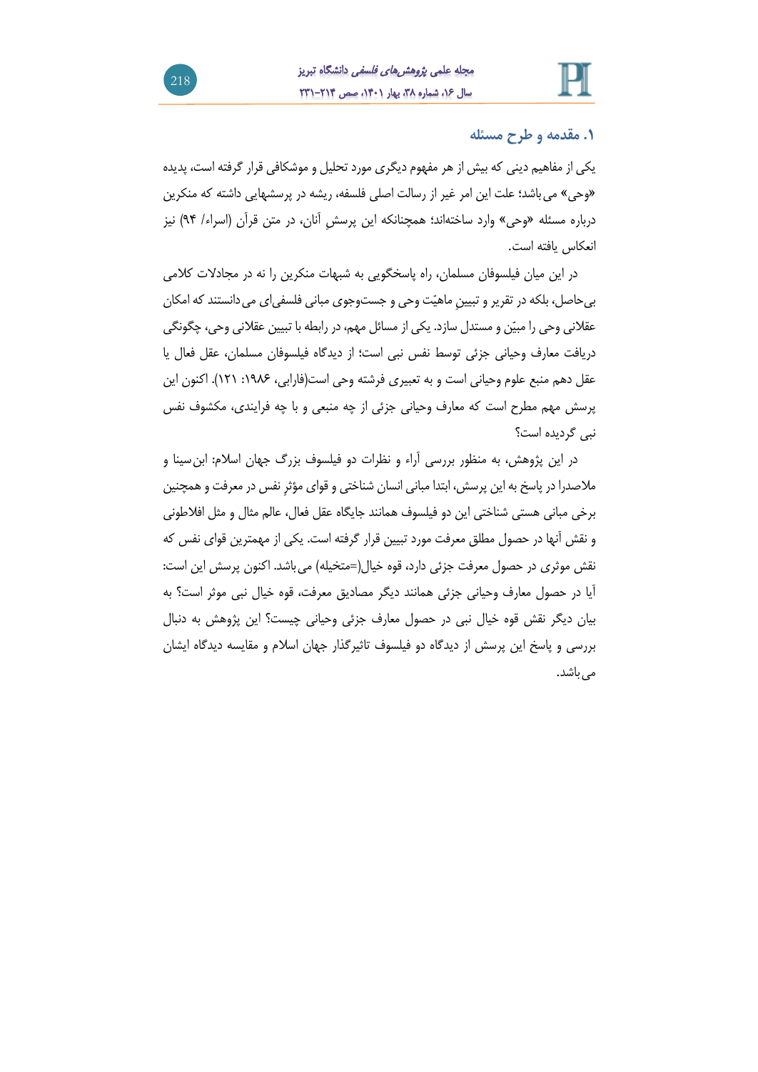## ۱. مقدمه و طرح مسئله

یکی از مفاهیم دینی که بیش از هر مفهوم دیگری مورد تحلیل و موشکافی قرار گرفته است، پدیده «وحی» می‌باشد؛ علت این امر غیر از رسالت اصلی فلسفه، ریشه در پرسشهایی داشته که منکرین درباره مسئله «وحی» وارد ساخته‌اند؛ همچنانکه این پرسشِ آنان، در متن قرآن (اسراء/ ۹۴) نیز انعکاس یافته است.

در این میان فیلسوفان مسلمان، راه پاسخگویی به شبهات منکرین را نه در مجادلات کلامی بی‌حاصل، بلکه در تقریر و تبیینِ ماهیّت وحی و جست‌وجوی مبانی فلسفی‌ای می‌دانستند که امکان عقلانی وحی را مبیّن و مستدل سازد. یکی از مسائل مهم، در رابطه با تبیین عقلانی وحی، چگونگی دریافت معارف وحیانی جزئی توسط نفس نبی است؛ از دیدگاه فیلسوفان مسلمان، عقل فعال یا عقل دهم منبع علوم وحیانی است و به تعبیری فرشته وحی است(فارابی، ۱۹۸۶: ۱۲۱). اکنون این پرسش مهم مطرح است که معارف وحیانی جزئی از چه منبعی و با چه فرایندی، مکشوف نفس نبی گردیده است؟

در این پژوهش، به منظور بررسی آراء و نظرات دو فیلسوف بزرگ جهان اسلام: ابن‌سینا و ملاصدرا در پاسخ به این پرسش، ابتدا مبانی انسان شناختی و قوای مؤثرِ نفس در معرفت و همچنین برخی مبانی هستی شناختی این دو فیلسوف همانند جایگاه عقل فعال، عالم مثال و مثل افلاطونی و نقش آنها در حصول مطلق معرفت مورد تبیین قرار گرفته است. یکی از مهمترین قوای نفس که نقش موثری در حصول معرفت جزئی دارد، قوه خیال(=متخیله) می‌باشد. اکنون پرسش این است: آیا در حصول معارف وحیانی جزئی همانند دیگر مصادیق معرفت، قوه خیال نبی موثر است؟ به بیان دیگر نقش قوه خیال نبی در حصول معارف جزئی وحیانی چیست؟ این پژوهش به دنبال بررسی و پاسخ این پرسش از دیدگاه دو فیلسوف تاثیرگذار جهان اسلام و مقایسه دیدگاه ایشان می‌باشد.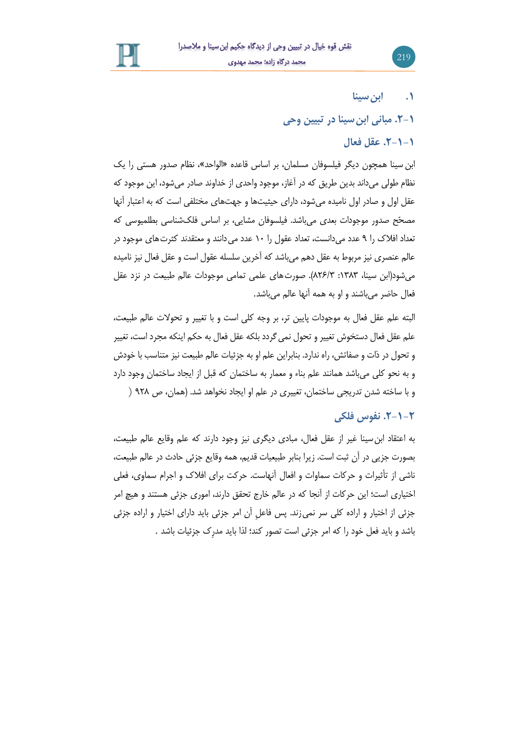## ۱. ابن سینا

### ۱-۲. مبانی ابن سینا در تبیین وحی

#### ۱-۱-۲. عقل فعال

ابن سینا همچون دیگر فیلسوفان مسلمان، بر اساس قاعده «الواحد»، نظام صدور هستی را یک نظام طولی می‌داند بدین طریق که در آغاز، موجود واحدی از خداوند صادر می‌شود، این موجود که عقل اول و صادر اول نامیده می‌شود، دارای حیثیت‌ها و جهت‌های مختلفی است که به اعتبار آنها مصحّح صدور موجودات بعدی می‌باشد. فیلسوفان مشایی، بر اساس فلک‌شناسی بطلمیوسی که تعداد افلاک را ۹ عدد می‌دانست، تعداد عقول را ۱۰ عدد می‌دانند و معتقدند کثرت‌های موجود در عالم عنصری نیز مربوط به عقل دهم می‌باشد که آخرین سلسله عقول است و عقل فعال نیز نامیده می‌شود(ابن سینا، ۱۳۸۳: ۸۲۶/۳). صورت‌های علمی تمامی موجودات عالم طبیعت در نزد عقل فعال حاضر می‌باشند و او به همه آنها عالم می‌باشد.

البته علم عقل فعال به موجودات پایین تر، بر وجه کلی است و با تغییر و تحولات عالم طبیعت، علم عقل فعال دستخوش تغییر و تحول نمی گردد بلکه عقل فعال به حکم اینکه مجرد است، تغییر و تحول در ذات و صفاتش، راه ندارد. بنابراین علم او به جزئیات عالم طبیعت نیز متناسب با خودش و به نحو کلی می‌باشد همانند علم بناء و معمار به ساختمان که قبل از ایجاد ساختمان وجود دارد و با ساخته شدن تدریجی ساختمان، تغییری در علم او ایجاد نخواهد شد. (همان، ص ۹۲۸ )

#### ۲-۱-۲. نفوس فلکی

به اعتقاد ابن سینا غیر از عقل فعال، مبادی دیگری نیز وجود دارند که علم وقایع عالم طبیعت، بصورت جزیی در آن ثبت است. زیرا بنابر طبیعیات قدیم، همه وقایع جزئی حادث در عالم طبیعت، ناشی از تأثیرات و حرکات سماوات و افعال آنهاست. حرکت برای افلاک و اجرام سماوی، فعلی اختیاری است؛ این حرکات از آنجا که در عالم خارج تحقق دارند، اموری جزئی هستند و هیچ امر جزئی از اختیار و اراده کلی سر نمی‌زند. پس فاعلِ آن امر جزئی باید دارای اختیار و اراده جزئی باشد و باید فعل خود را که امر جزئی است تصور کند؛ لذا باید مدرِک جزئیات باشد .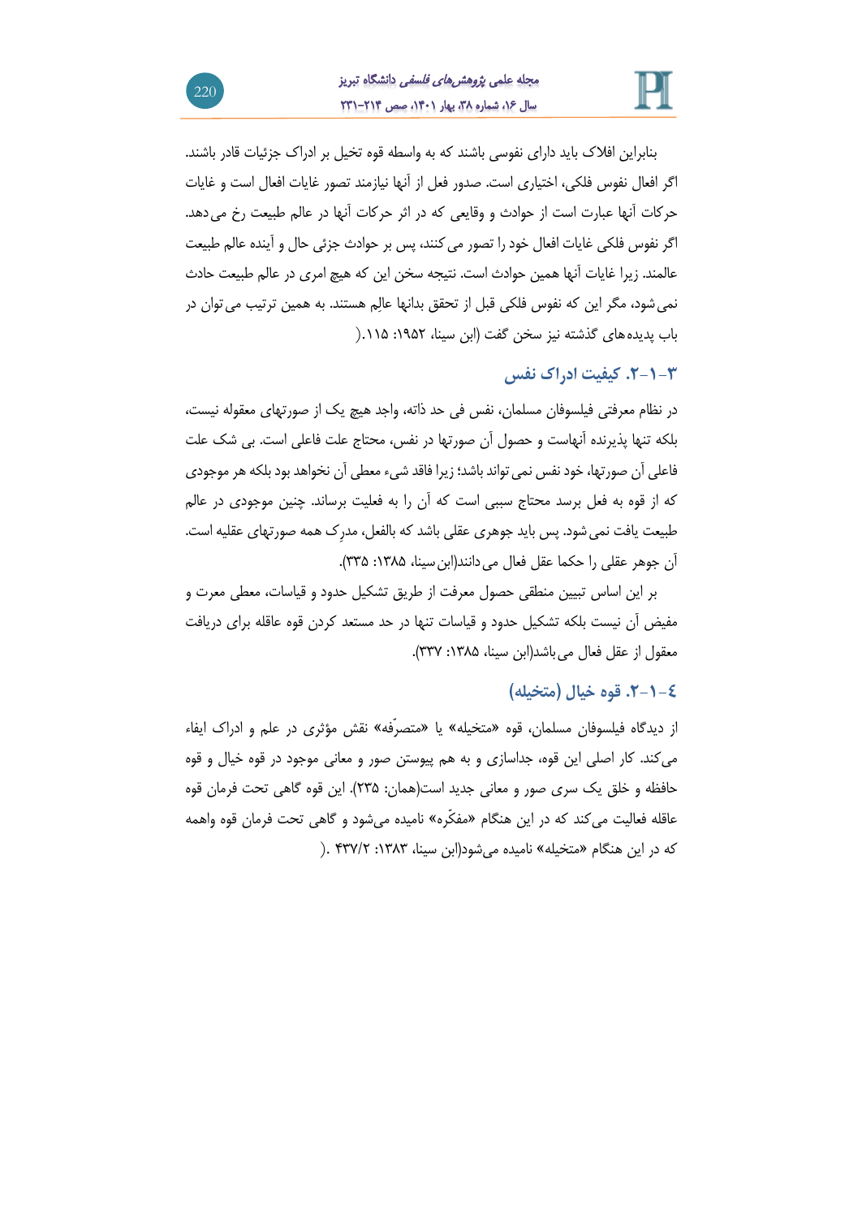بنابراین افلاک باید دارای نفوسی باشند که به واسطه قوه تخیل بر ادراک جزئیات قادر باشند. اگر افعال نفوس فلکی، اختیاری است. صدور فعل از آنها نیازمند تصور غایات افعال است و غایات حرکات آنها عبارت است از حوادث و وقایعی که در اثر حرکات آنها در عالم طبیعت رخ می‌دهد. اگر نفوس فلکی غایات افعال خود را تصور می کنند، پس بر حوادث جزئی حال و آینده عالم طبیعت عالمند. زیرا غایات آنها همین حوادث است. نتیجه سخن این که هیچ امری در عالم طبیعت حادث نمی‌شود، مگر این که نفوس فلکی قبل از تحقق بدانها عالِم هستند. به همین ترتیب می‌توان در باب پدیده‌های گذشته نیز سخن گفت (ابن سینا، ۱۹۵۲: ۱۱۵.(

### ۳-۱-۲. کیفیت ادراک نفس

در نظام معرفتی فیلسوفان مسلمان، نفس فی حد ذاته، واجد هیچ یک از صورتهای معقوله نیست، بلکه تنها پذیرنده آنهاست و حصول آن صورتها در نفس، محتاج علت فاعلی است. بی شک علت فاعلی آن صورتها، خود نفس نمی تواند باشد؛ زیرا فاقد شیء معطی آن نخواهد بود بلکه هر موجودی که از قوه به فعل برسد محتاج سببی است که آن را به فعلیت برساند. چنین موجودی در عالم طبیعت یافت نمی‌شود. پس باید جوهری عقلی باشد که بالفعل، مدرِک همه صورتهای عقلیه است. آن جوهر عقلی را حکما عقل فعال می دانند(ابن‌سینا، ۱۳۸۵: ۳۳۵).

بر این اساس تبیین منطقی حصول معرفت از طریق تشکیل حدود و قیاسات، معطی معرت و مفیض آن نیست بلکه تشکیل حدود و قیاسات تنها در حد مستعد کردن قوه عاقله برای دریافت معقول از عقل فعال می‌باشد(ابن سینا، ۱۳۸۵: ۳۳۷).

### ٤-۱-۲. قوه خیال (متخیله)

از دیدگاه فیلسوفان مسلمان، قوه «متخیله» یا «متصرِّفه» نقش مؤثری در علم و ادراک ایفاء می‌کند. کار اصلی این قوه، جداسازی و به هم پیوستن صور و معانی موجود در قوه خیال و قوه حافظه و خلق یک سری صور و معانی جدید است(همان: ۲۳۵). این قوه گاهی تحت فرمان قوه عاقله فعالیت می‌کند که در این هنگام «مفکّره» نامیده می‌شود و گاهی تحت فرمان قوه واهمه که در این هنگام «متخیله» نامیده می‌شود(ابن سینا، ۱۳۸۳: ۴۳۷/۲ .(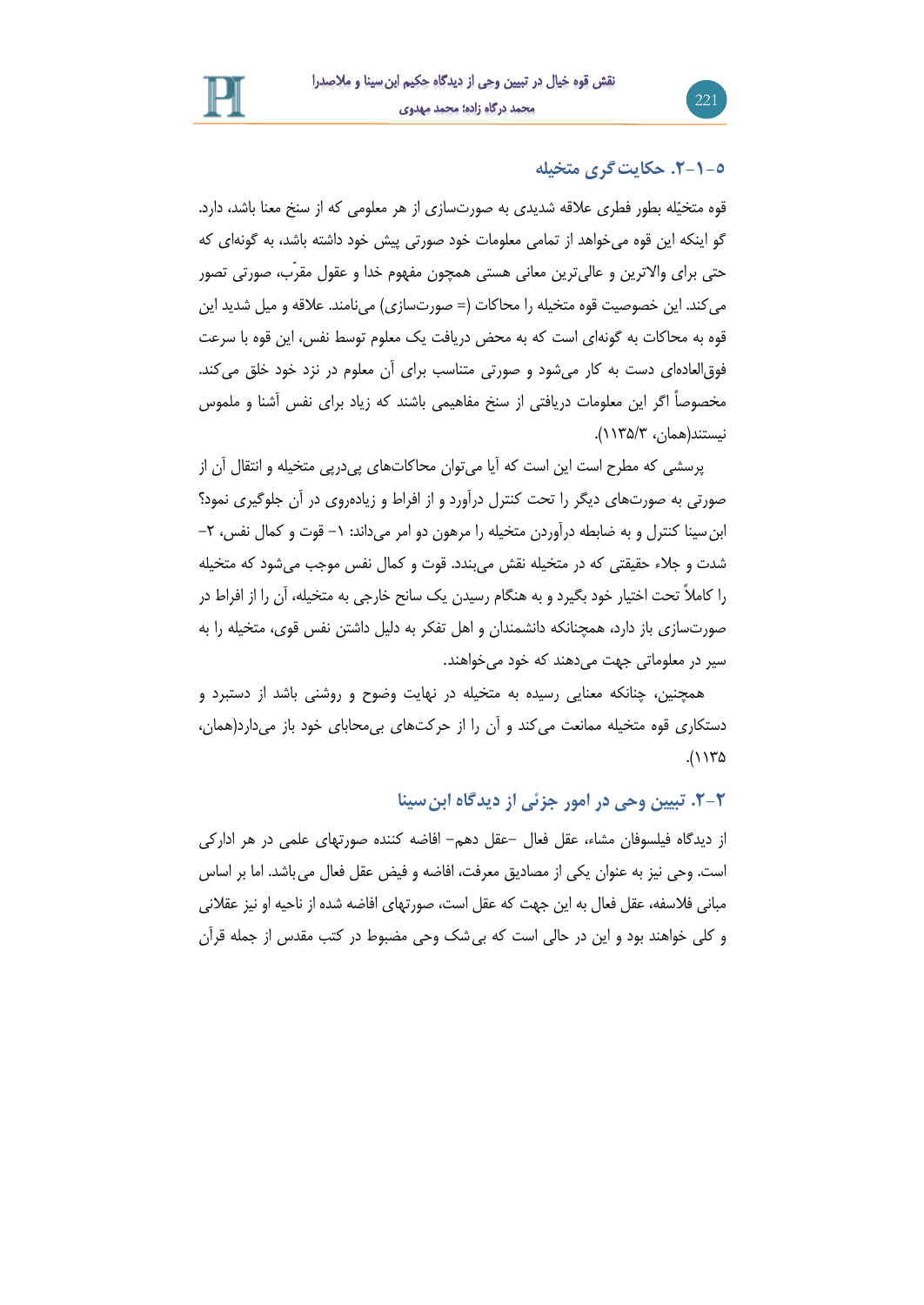### ۵-۱-۲. حکایت‌گری متخیله

قوه متخیّله بطور فطری علاقه شدیدی به صورت‌سازی از هر معلومی که از سنخ معنا باشد، دارد. گو اینکه این قوه می‌خواهد از تمامی معلومات خود صورتی پیش خود داشته باشد، به گونه‌ای که حتی برای والاترین و عالی‌ترین معانی هستی همچون مفهوم خدا و عقول مقرّب، صورتی تصور می‌کند. این خصوصیت قوه متخیله را محاکات (= صورت‌سازی) می‌نامند. علاقه و میل شدید این قوه به محاکات به گونه‌ای است که به محض دریافت یک معلوم توسط نفس، این قوه با سرعت فوق‌العاده‌ای دست به کار می‌شود و صورتی متناسب برای آن معلوم در نزد خود خلق می‌کند. مخصوصاً اگر این معلومات دریافتی از سنخ مفاهیمی باشند که زیاد برای نفس آشنا و ملموس نیستند(همان، ۱۱۳۵/۳).

پرسشی که مطرح است این است که آیا می‌توان محاکات‌های پی‌درپی متخیله و انتقال آن از صورتی به صورت‌های دیگر را تحت کنترل درآورد و از افراط و زیاده‌روی در آن جلوگیری نمود؟ ابن‌سینا کنترل و به ضابطه درآوردن متخیله را مرهون دو امر می‌داند: ۱- قوت و کمال نفس، ۲- شدت و جلاء حقیقتی که در متخیله نقش می‌بندد. قوت و کمال نفس موجب می‌شود که متخیله را کاملاً تحت اختیار خود بگیرد و به هنگام رسیدن یک سانح خارجی به متخیله، آن را از افراط در صورت‌سازی باز دارد، همچنانکه دانشمندان و اهل تفکر به دلیل داشتن نفس قوی، متخیله را به سیر در معلوماتی جهت می‌دهند که خود می‌خواهند.

همچنین، چنانکه معنایی رسیده به متخیله در نهایت وضوح و روشنی باشد از دستبرد و دستکاری قوه متخیله ممانعت می‌کند و آن را از حرکت‌های بی‌محابای خود باز می‌دارد(همان، ۱۱۳۵).

## ۲-۲. تبیین وحی در امور جزئی از دیدگاه ابن‌سینا

از دیدگاه فیلسوفان مشاء، عقل فعال –عقل دهم– افاضه کننده صورتهای علمی در هر ادارکی است. وحی نیز به عنوان یکی از مصادیق معرفت، افاضه و فیض عقل فعال می‌باشد. اما بر اساس مبانی فلاسفه، عقل فعال به این جهت که عقل است، صورتهای افاضه شده از ناحیه او نیز عقلانی و کلی خواهند بود و این در حالی است که بی‌شک وحی مضبوط در کتب مقدس از جمله قرآن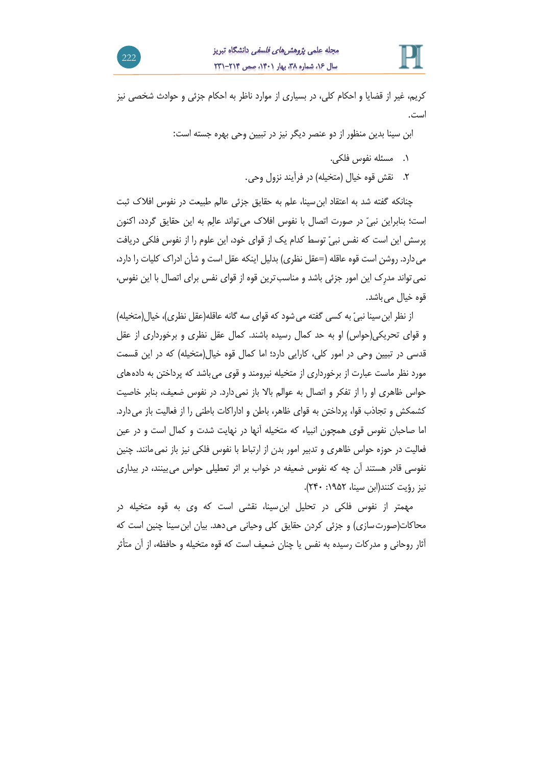کریم، غیر از قضایا و احکام کلی، در بسیاری از موارد ناظر به احکام جزئی و حوادث شخصی نیز است.

ابن سینا بدین منظور از دو عنصر دیگر نیز در تبیین وحی بهره جسته است:

۱. مسئله نفوس فلکی.
۲. نقش قوه خیال (متخیله) در فرآیند نزول وحی.

چنانکه گفته شد به اعتقاد ابن‌سینا، علم به حقایق جزئی عالم طبیعت در نفوس افلاک ثبت است؛ بنابراین نبیّ در صورت اتصال با نفوس افلاک می‌تواند عالِم به این حقایق گردد، اکنون پرسش این است که نفس نبیّ توسط کدام یک از قوای خود، این علوم را از نفوس فلکی دریافت می‌دارد. روشن است قوه عاقله (=عقل نظری) بدلیل اینکه عقل است و شأن ادراک کلیات را دارد، نمی‌تواند مدرِک این امور جزئی باشد و مناسب‌ترین قوه از قوای نفس برای اتصال با این نفوس، قوه خیال می‌باشد.

از نظر ابن‌سینا نبیّ به کسی گفته می‌شود که قوای سه گانه عاقله(عقل نظری)، خیال(متخیله) و قوای تحریکی(حواس) او به حد کمال رسیده باشند. کمال عقل نظری و برخورداری از عقل قدسی در تبیین وحی در امور کلی، کارایی دارد؛ اما کمال قوه خیال(متخیله) که در این قسمت مورد نظر ماست عبارت از برخورداری از متخیله نیرومند و قوی می‌باشد که پرداختن به داده‌های حواس ظاهری او را از تفکر و اتصال به عوالم بالا باز نمی‌دارد. در نفوس ضعیف، بنابر خاصیت کشمکش و تجاذب قوا، پرداختن به قوای ظاهر، باطن و اداراکات باطنی را از فعالیت باز می‌دارد. اما صاحبان نفوس قوی همچون انبیاء که متخیله آنها در نهایت شدت و کمال است و در عین فعالیت در حوزه حواس ظاهری و تدبیر امور بدن از ارتباط با نفوس فلکی نیز باز نمی‌مانند. چنین نفوسی قادر هستند آن چه که نفوس ضعیفه در خواب بر اثر تعطیلی حواس می‌بینند، در بیداری نیز رؤیت کنند(ابن سینا، ۱۹۵۲: ۲۴۰).

مهمتر از نفوس فلکی در تحلیل ابن‌سینا، نقشی است که وی به قوه متخیله در محاکات(صورت‌سازی) و جزئی کردن حقایق کلی وحیانی می‌دهد. بیان ابن‌سینا چنین است که آثار روحانی و مدرکات رسیده به نفس یا چنان ضعیف است که قوه متخیله و حافظه، از آن متأثر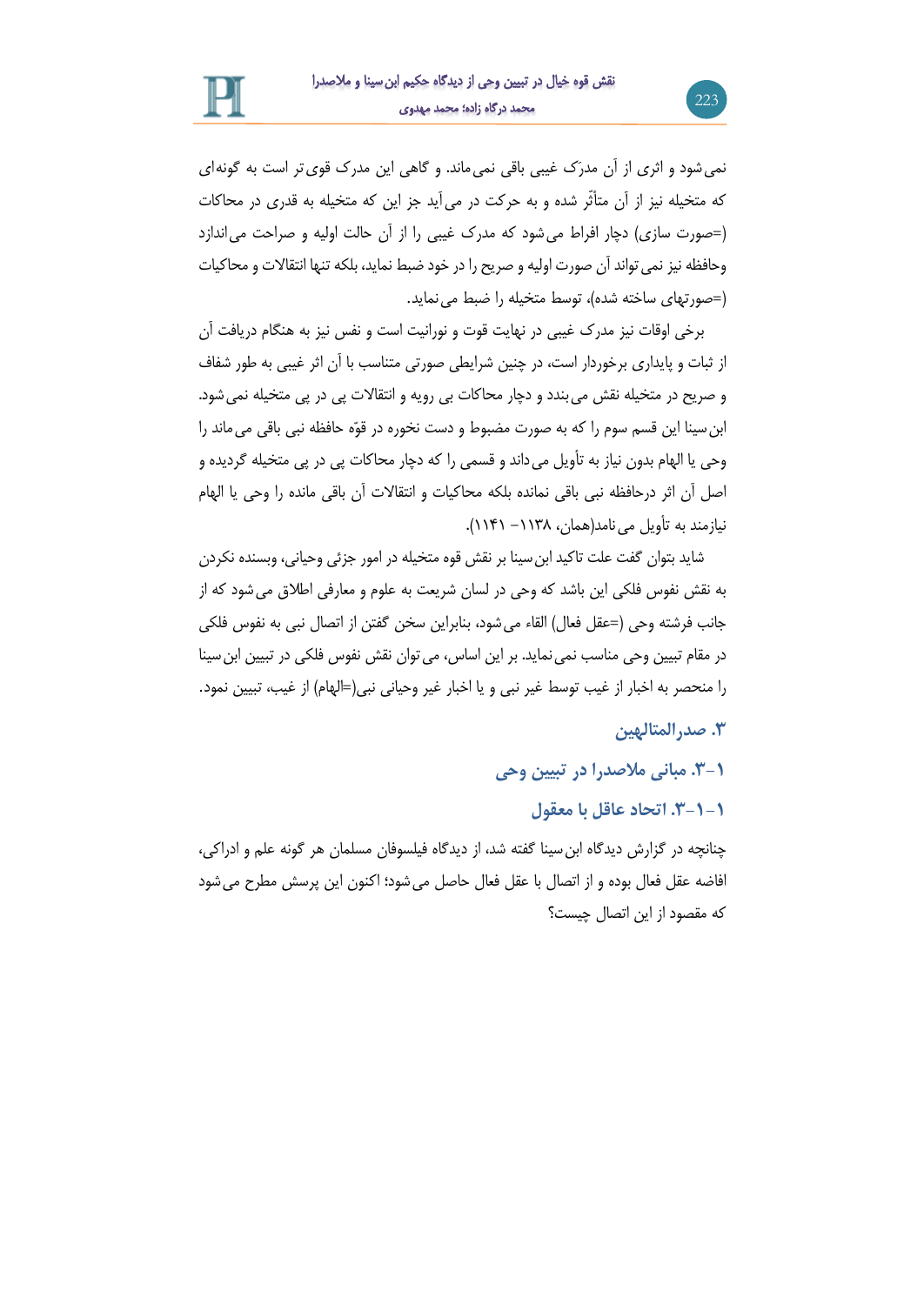نمی‌شود و اثری از آن مدرَک غیبی باقی نمی‌ماند. و گاهی این مدرک قوی‌تر است به گونه‌ای که متخیله نیز از آن متأثّر شده و به حرکت در می‌آید جز این که متخیله به قدری در محاکات (=صورت سازی) دچار افراط می‌شود که مدرک غیبی را از آن حالت اولیه و صراحت می‌اندازد وحافظه نیز نمی‌تواند آن صورت اولیه و صریح را در خود ضبط نماید، بلکه تنها انتقالات و محاکیات (=صورتهای ساخته شده)، توسط متخیله را ضبط می‌نماید.

برخی اوقات نیز مدرک غیبی در نهایت قوت و نورانیت است و نفس نیز به هنگام دریافت آن از ثبات و پایداری برخوردار است، در چنین شرایطی صورتی متناسب با آن اثر غیبی به طور شفاف و صریح در متخیله نقش می‌بندد و دچار محاکات بی رویه و انتقالات پی در پی متخیله نمی‌شود. ابن‌سینا این قسم سوم را که به صورت مضبوط و دست نخورده در قوّه حافظه نبی باقی می‌ماند را وحی یا الهام بدون نیاز به تأویل می‌داند و قسمی را که دچار محاکات پی در پی متخیله گردیده و اصل آن اثر درحافظه نبی باقی نمانده بلکه محاکیات و انتقالات آن باقی مانده را وحی یا الهام نیازمند به تأویل می‌نامد(همان، ۱۱۳۸- ۱۱۴۱).

شاید بتوان گفت علت تاکید ابن‌سینا بر نقش قوه متخیله در امور جزئی وحیانی، وبسنده نکردن به نقش نفوس فلکی این باشد که وحی در لسان شریعت به علوم و معارفی اطلاق می‌شود که از جانب فرشته وحی (=عقل فعال) القاء می‌شود، بنابراین سخن گفتن از اتصال نبی به نفوس فلکی در مقام تبیین وحی مناسب نمی‌نماید. بر این اساس، می‌توان نقش نفوس فلکی در تبیین ابن‌سینا را منحصر به اخبار از غیب توسط غیر نبی و یا اخبار غیر وحیانی نبی(=الهام) از غیب، تبیین نمود.

## ۳. صدرالمتالهین

### ۳-۱. مبانی ملاصدرا در تبیین وحی

#### ۳-۱-۱. اتحاد عاقل با معقول

چنانچه در گزارش دیدگاه ابن‌سینا گفته شد، از دیدگاه فیلسوفان مسلمان هر گونه علم و ادراکی، افاضه عقل فعال بوده و از اتصال با عقل فعال حاصل می‌شود؛ اکنون این پرسش مطرح می‌شود که مقصود از این اتصال چیست؟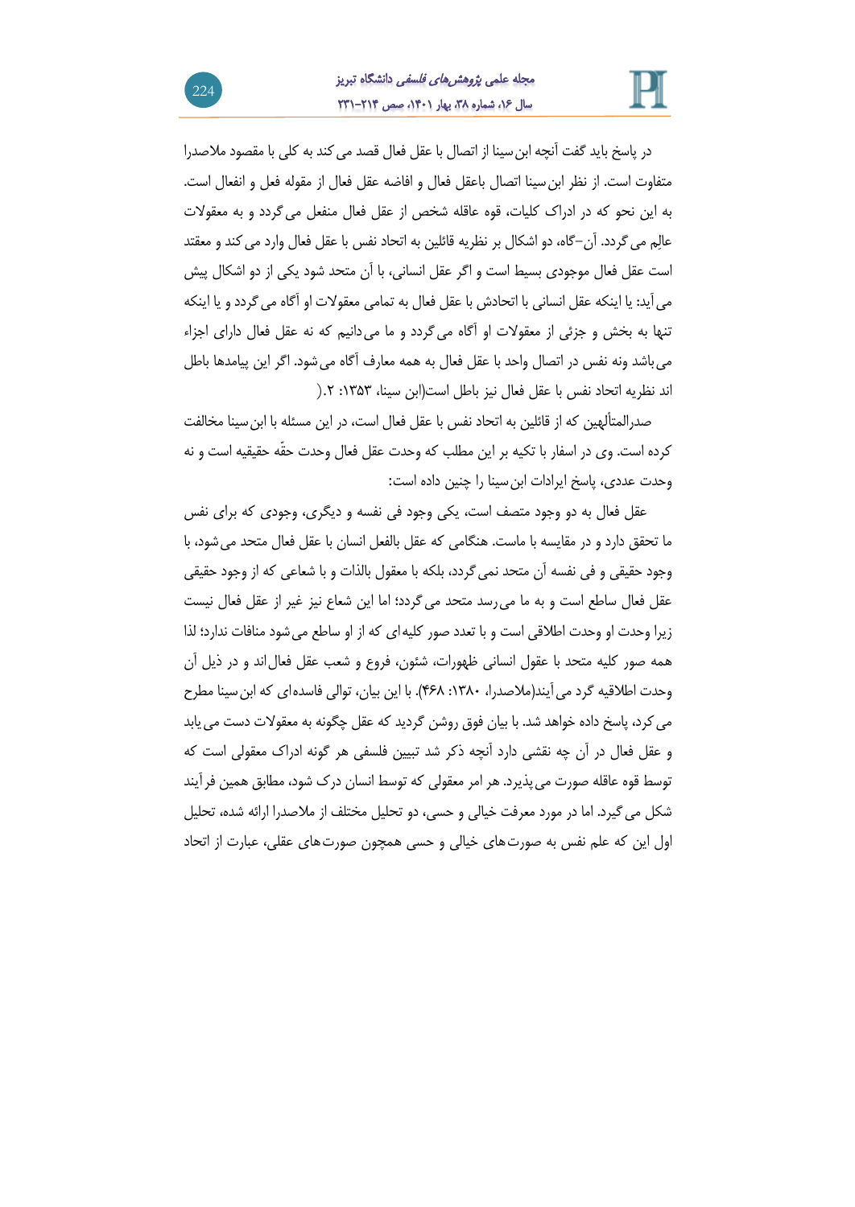در پاسخ باید گفت آنچه ابن‌سینا از اتصال با عقل فعال قصد می کند به کلی با مقصود ملاصدرا متفاوت است. از نظر ابن‌سینا اتصال باعقل فعال و افاضه عقل فعال از مقوله فعل و انفعال است. به این نحو که در ادراک کلیات، قوه عاقله شخص از عقل فعال منفعل می‌گردد و به معقولات عالِم می‌گردد. آن–گاه، دو اشکال بر نظریه قائلین به اتحاد نفس با عقل فعال وارد می کند و معتقد است عقل فعال موجودی بسیط است و اگر عقل انسانی، با آن متحد شود یکی از دو اشکال پیش می‌آید: یا اینکه عقل انسانی با اتحادش با عقل فعال به تمامی معقولات او آگاه می‌گردد و یا اینکه تنها به بخش و جزئی از معقولات او آگاه می‌گردد و ما می‌دانیم که نه عقل فعال دارای اجزاء می‌باشد ونه نفس در اتصال واحد با عقل فعال به همه معارف آگاه می‌شود. اگر این پیامدها باطل اند نظریه اتحاد نفس با عقل فعال نیز باطل است(ابن سینا، ۱۳۵۳: ۲.(

صدرالمتألهین که از قائلین به اتحاد نفس با عقل فعال است، در این مسئله با ابن‌سینا مخالفت کرده است. وی در اسفار با تکیه بر این مطلب که وحدت عقل فعال وحدت حقّه حقیقیه است و نه وحدت عددی، پاسخ ایرادات ابن‌سینا را چنین داده است:

عقل فعال به دو وجود متصف است، یکی وجود فی نفسه و دیگری، وجودی که برای نفس ما تحقق دارد و در مقایسه با ماست. هنگامی که عقل بالفعل انسان با عقل فعال متحد می‌شود، با وجود حقیقی و فی نفسه آن متحد نمی‌گردد، بلکه با معقول بالذات و با شعاعی که از وجود حقیقی عقل فعال ساطع است و به ما می‌رسد متحد می‌گردد؛ اما این شعاع نیز غیر از عقل فعال نیست زیرا وحدت او وحدت اطلاقی است و با تعدد صور کلیه‌ای که از او ساطع می‌شود منافات ندارد؛ لذا همه صور کلیه متحد با عقول انسانی ظهورات، شئون، فروع و شعب عقل فعال‌اند و در ذیل آن وحدت اطلاقیه گرد می آیند(ملاصدرا، ۱۳۸۰: ۴۶۸). با این بیان، توالی فاسده‌ای که ابن‌سینا مطرح می‌کرد، پاسخ داده خواهد شد. با بیان فوق روشن گردید که عقل چگونه به معقولات دست می یابد و عقل فعال در آن چه نقشی دارد آنچه ذکر شد تبیین فلسفی هر گونه ادراک معقولی است که توسط قوه عاقله صورت می‌پذیرد. هر امر معقولی که توسط انسان درک شود، مطابق همین فرآیند شکل می گیرد. اما در مورد معرفت خیالی و حسی، دو تحلیل مختلف از ملاصدرا ارائه شده، تحلیل اول این که علم نفس به صورت‌های خیالی و حسی همچون صورت‌های عقلی، عبارت از اتحاد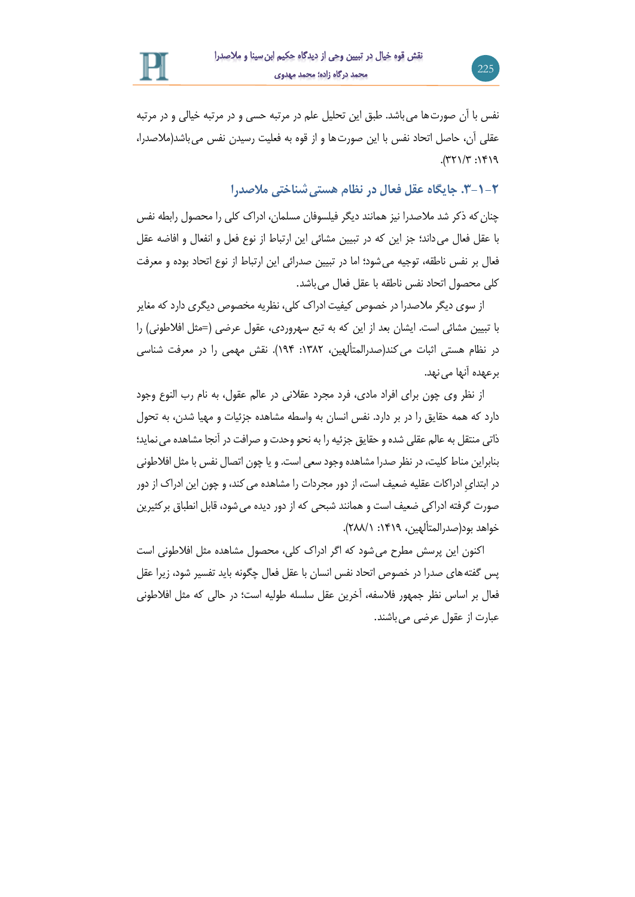نفس با آن صورت‌ها می‌باشد. طبق این تحلیل علم در مرتبه حسی و در مرتبه خیالی و در مرتبه عقلی آن، حاصل اتحاد نفس با این صورت‌ها و از قوه به فعلیت رسیدن نفس می‌باشد(ملاصدرا، ۱۴۱۹: ۳۲۱/۳).

### ۲-۱-۳. جایگاه عقل فعال در نظام هستی‌شناختی ملاصدرا

چنان‌که ذکر شد ملاصدرا نیز همانند دیگر فیلسوفان مسلمان، ادراک کلی را محصول رابطه نفس با عقل فعال می‌داند؛ جز این که در تبیین مشائی این ارتباط از نوع فعل و انفعال و افاضه عقل فعال بر نفس ناطقه، توجیه می‌شود؛ اما در تبیین صدرائی این ارتباط از نوع اتحاد بوده و معرفت کلی محصول اتحاد نفس ناطقه با عقل فعال می‌باشد.

از سوی دیگر ملاصدرا در خصوص کیفیت ادراک کلی، نظریه مخصوص دیگری دارد که مغایر با تبیین مشائی است. ایشان بعد از این که به تبع سهروردی، عقول عرضی (=مثل افلاطونی) را در نظام هستی اثبات می‌کند(صدرالمتألهین، ۱۳۸۲: ۱۹۴). نقش مهمی را در معرفت شناسی برعهده آنها می‌نهد.

از نظر وی چون برای افراد مادی، فرد مجرد عقلانی در عالم عقول، به نام رب النوع وجود دارد که همه حقایق را در بر دارد. نفس انسان به واسطه مشاهده جزئیات و مهیا شدن، به تحول ذاتی منتقل به عالم عقلی شده و حقایق جزئیه را به نحو وحدت و صرافت در آنجا مشاهده می‌نماید؛ بنابراین مناط کلیت، در نظر صدرا مشاهده وجود سعی است. و یا چون اتصال نفس با مثل افلاطونی در ابتدایِ ادراکات عقلیه ضعیف است، از دور مجردات را مشاهده می‌کند، و چون این ادراک از دور صورت گرفته ادراکی ضعیف است و همانند شبحی که از دور دیده می‌شود، قابل انطباق برکثیرین خواهد بود(صدرالمتألهین، ۱۴۱۹: ۲۸۸/۱).

اکنون این پرسش مطرح می‌شود که اگر ادراک کلی، محصول مشاهده مثل افلاطونی است پس گفته‌های صدرا در خصوص اتحاد نفس انسان با عقل فعال چگونه باید تفسیر شود، زیرا عقل فعال بر اساس نظر جمهور فلاسفه، آخرین عقل سلسله طولیه است؛ در حالی که مثل افلاطونی عبارت از عقول عرضی می‌باشند.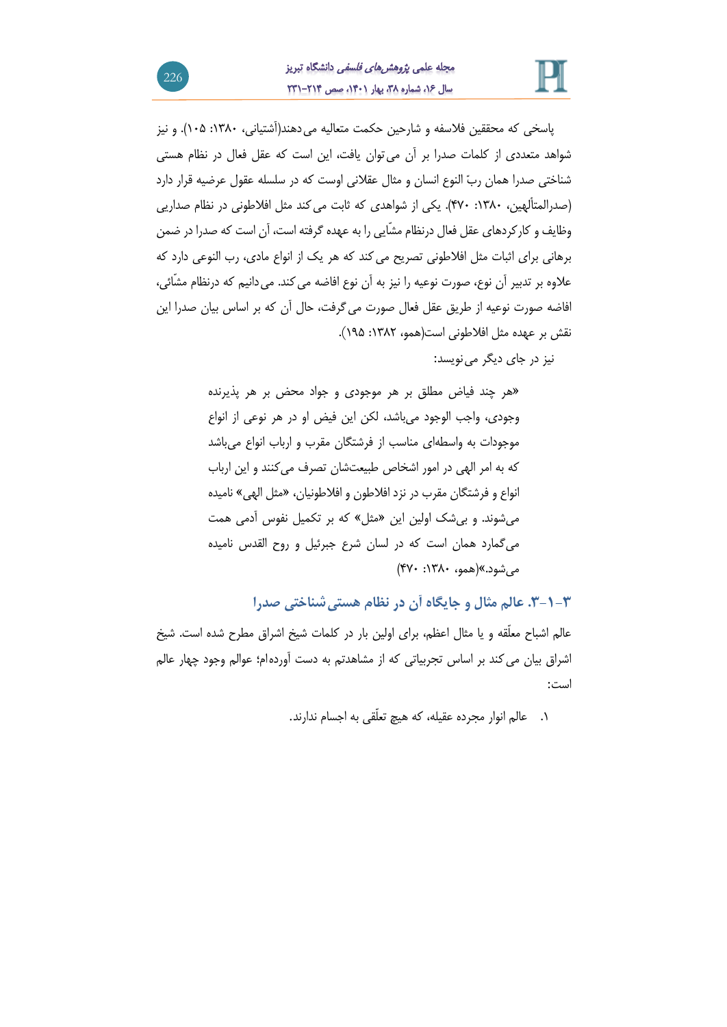پاسخی که محققین فلاسفه و شارحین حکمت متعالیه می‌دهند(آشتیانی، ۱۳۸۰: ۱۰۵). و نیز شواهد متعددی از کلمات صدرا بر آن می‌توان یافت، این است که عقل فعال در نظام هستی شناختی صدرا همان ربّ النوع انسان و مثال عقلانی اوست که در سلسله عقول عرضیه قرار دارد (صدرالمتألهین، ۱۳۸۰: ۴۷۰). یکی از شواهدی که ثابت می‌کند مثل افلاطونی در نظام صداریی وظایف و کارکردهای عقل فعال درنظام مشّایی را به عهده گرفته است، آن است که صدرا در ضمن برهانی برای اثبات مثل افلاطونی تصریح می‌کند که هر یک از انواع مادی، رب النوعی دارد که علاوه بر تدبیر آن نوع، صورت نوعیه را نیز به آن نوع افاضه می‌کند. می‌دانیم که درنظام مشّائی، افاضه صورت نوعیه از طریق عقل فعال صورت می‌گرفت، حال آن که بر اساس بیان صدرا این نقش بر عهده مثل افلاطونی است(همو، ۱۳۸۲: ۱۹۵).

نیز در جای دیگر می‌نویسد:

> «هر چند فیاض مطلق بر هر موجودی و جواد محض بر هر پذیرنده وجودی، واجب الوجود می‌باشد، لکن این فیض او در هر نوعی از انواع موجودات به واسطه‌ای مناسب از فرشتگان مقرب و ارباب انواع می‌باشد که به امر الهی در امور اشخاص طبیعت‌شان تصرف می‌کنند و این ارباب انواع و فرشتگان مقرب در نزد افلاطون و افلاطونیان، «مثل الهی» نامیده می‌شوند. و بی‌شک اولین این «مثل» که بر تکمیل نفوس آدمی همت می‌گمارد همان است که در لسان شرع جبرئیل و روح القدس نامیده می‌شود.»(همو، ۱۳۸۰: ۴۷۰)

### ۳-۱-۳. عالم مثال و جایگاه آن در نظام هستی‌شناختی صدرا

عالم اشباح معلّقه و یا مثال اعظم، برای اولین بار در کلمات شیخ اشراق مطرح شده است. شیخ اشراق بیان می‌کند بر اساس تجربیاتی که از مشاهدتم به دست آورده‌ام؛ عوالم وجود چهار عالم است:

۱. عالم انوار مجرده عقیله، که هیچ تعلّقی به اجسام ندارند.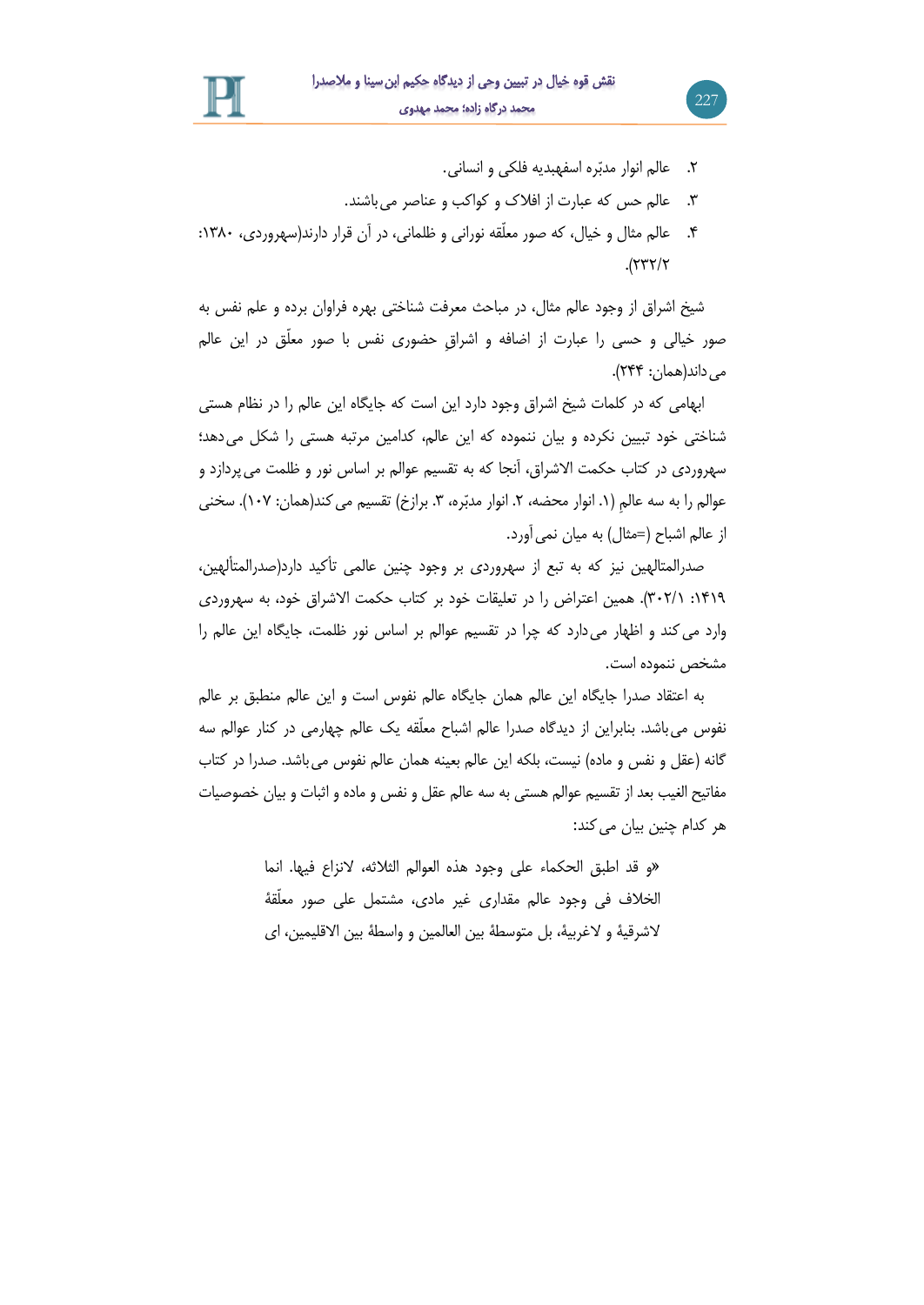۲. عالم انوار مدبّره اسفهبدیه فلکی و انسانی.
۳. عالم حس که عبارت از افلاک و کواکب و عناصر می‌باشند.
۴. عالم مثال و خیال، که صور معلّقه نورانی و ظلمانی، در آن قرار دارند(سهروردی، ۱۳۸۰: ۲۳۲/۲).

شیخ اشراق از وجود عالم مثال، در مباحث معرفت شناختی بهره فراوان برده و علم نفس به صور خیالی و حسی را عبارت از اضافه و اشراقِ حضوری نفس با صور معلّق در این عالم می‌داند(همان: ۲۴۴).

ابهامی که در کلمات شیخ اشراق وجود دارد این است که جایگاه این عالم را در نظام هستی شناختی خود تبیین نکرده و بیان ننموده که این عالم، کدامین مرتبه هستی را شکل می‌دهد؛ سهروردی در کتاب حکمت الاشراق، آنجا که به تقسیم عوالم بر اساس نور و ظلمت می‌پردازد و عوالم را به سه عالمِ (۱. انوار محضه، ۲. انوار مدبّره، ۳. برازخ) تقسیم می‌کند(همان: ۱۰۷). سخنی از عالم اشباح (=مثال) به میان نمی‌آورد.

صدرالمتالهین نیز که به تبع از سهروردی بر وجود چنین عالمی تأکید دارد(صدرالمتألهین، ۱۴۱۹: ۳۰۲/۱). همین اعتراض را در تعلیقات خود بر کتاب حکمت الاشراق خود، به سهروردی وارد می‌کند و اظهار می‌دارد که چرا در تقسیم عوالم بر اساس نور ظلمت، جایگاه این عالم را مشخص ننموده است.

به اعتقاد صدرا جایگاه این عالم همان جایگاه عالم نفوس است و این عالم منطبق بر عالم نفوس می‌باشد. بنابراین از دیدگاه صدرا عالم اشباح معلّقه یک عالم چهارمی در کنار عوالم سه گانه (عقل و نفس و ماده) نیست، بلکه این عالم بعینه همان عالم نفوس می‌باشد. صدرا در کتاب مفاتیح الغیب بعد از تقسیم عوالم هستی به سه عالم عقل و نفس و ماده و اثبات و بیان خصوصیات هر کدام چنین بیان می‌کند:

> «و قد اطبق الحکماء علی وجود هذه العوالم الثلاثه، لانزاع فیها. انما الخلاف فی وجود عالم مقداری غیر مادی، مشتمل علی صور معلّقة لاشرقیة و لاغربیة، بل متوسطة بین العالمین و واسطة بین الاقلیمین، ای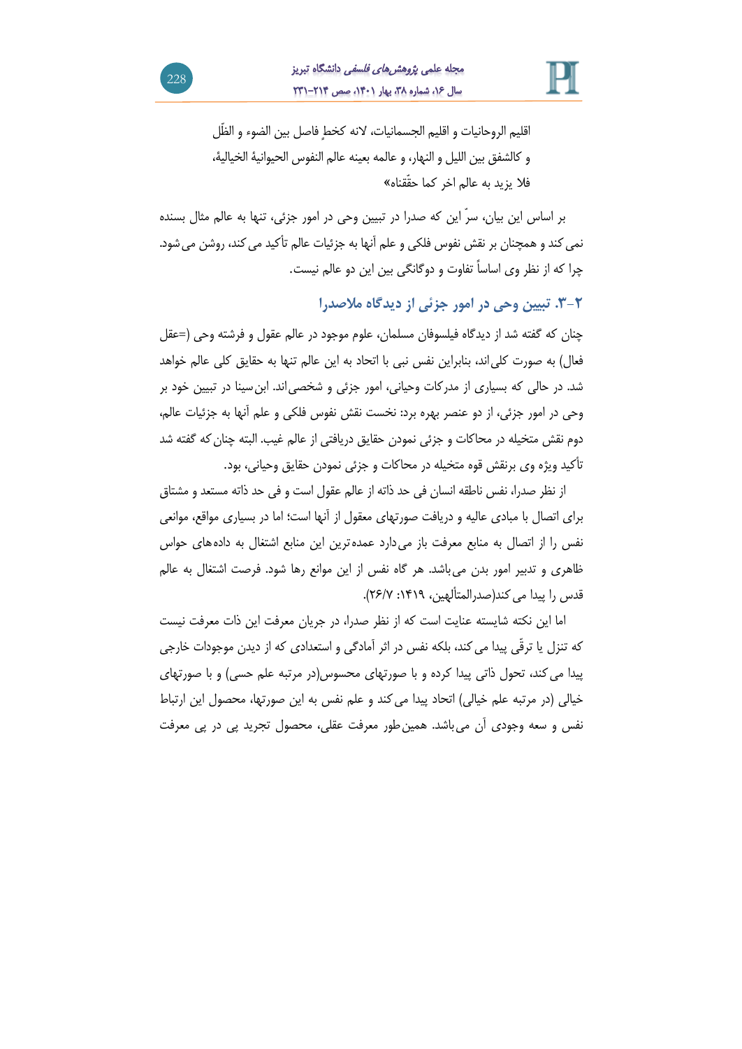اقلیم الروحانیات و اقلیم الجسمانیات، لانه کخطٍ فاصل بین الضوء و الظّل و کالشفق بین اللیل و النهار، و عالمه بعینه عالم النفوس الحیوانیهٔ الخیالیهٔ، فلا یزید به عالم اخر کما حقّقناه»

بر اساس این بیان، سرّ این که صدرا در تبیین وحی در امور جزئی، تنها به عالم مثال بسنده نمی‌کند و همچنان بر نقش نفوس فلکی و علم آنها به جزئیات عالم تأکید می‌کند، روشن می‌شود. چرا که از نظر وی اساساً تفاوت و دوگانگی بین این دو عالم نیست.

### ۲-۳. تبیین وحی در امور جزئی از دیدگاه ملاصدرا

چنان که گفته شد از دیدگاه فیلسوفان مسلمان، علوم موجود در عالم عقول و فرشته وحی (=عقل فعال) به صورت کلی‌اند، بنابراین نفس نبی با اتحاد به این عالم تنها به حقایق کلی عالم خواهد شد. در حالی که بسیاری از مدرکات وحیانی، امور جزئی و شخصی‌اند. ابن‌سینا در تبیین خود بر وحی در امور جزئی، از دو عنصر بهره برد: نخست نقش نفوس فلکی و علم آنها به جزئیات عالم، دوم نقش متخیله در محاکات و جزئی نمودن حقایق دریافتی از عالم غیب. البته چنان‌که گفته شد تأکید ویژه وی برنقش قوه متخیله در محاکات و جزئی نمودن حقایق وحیانی، بود.

از نظر صدرا، نفس ناطقه انسان فی حد ذاته از عالم عقول است و فی حد ذاته مستعد و مشتاق برای اتصال با مبادی عالیه و دریافت صورتهای معقول از آنها است؛ اما در بسیاری مواقع، موانعی نفس را از اتصال به منابع معرفت باز می‌دارد عمده‌ترین این منابع اشتغال به داده‌های حواس ظاهری و تدبیر امور بدن می‌باشد. هر گاه نفس از این موانع رها شود. فرصت اشتغال به عالم قدس را پیدا می کند(صدرالمتألهین، ۱۴۱۹: ۷/۲۶).

اما این نکته شایسته عنایت است که از نظر صدرا، در جریان معرفت این ذات معرفت نیست که تنزل یا ترقّی پیدا می کند، بلکه نفس در اثر آمادگی و استعدادی که از دیدن موجودات خارجی پیدا می کند، تحول ذاتی پیدا کرده و با صورتهای محسوس(در مرتبه علم حسی) و با صورتهای خیالی (در مرتبه علم خیالی) اتحاد پیدا می کند و علم نفس به این صورتها، محصول این ارتباط نفس و سعه وجودی آن می‌باشد. همین‌طور معرفت عقلی، محصول تجرید پی در پی معرفت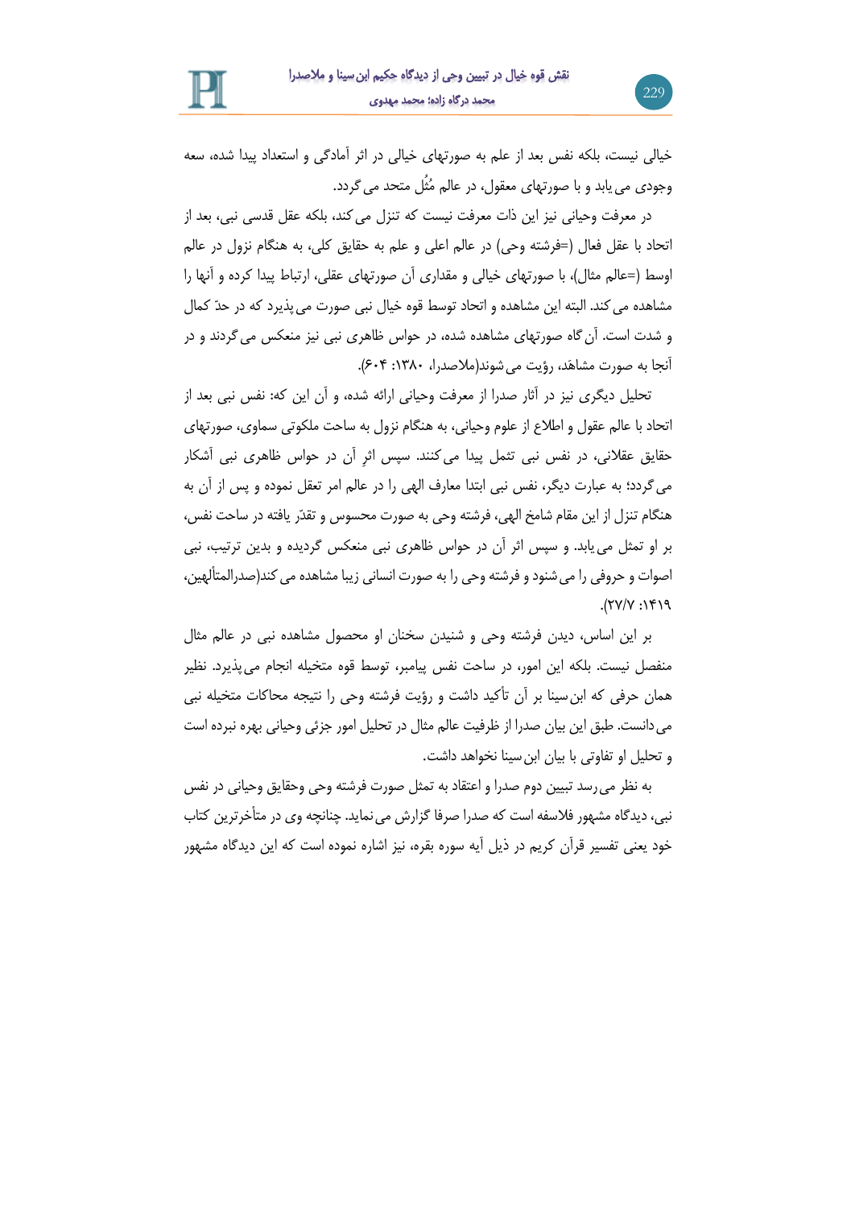خیالی نیست، بلکه نفس بعد از علم به صورتهای خیالی در اثر آمادگی و استعداد پیدا شده، سعه وجودی می‌یابد و با صورتهای معقول، در عالم مُثُل متحد می‌گردد.

در معرفت وحیانی نیز این ذات معرفت نیست که تنزل می‌کند، بلکه عقل قدسی نبی، بعد از اتحاد با عقل فعال (=فرشته وحی) در عالم اعلی و علم به حقایق کلی، به هنگام نزول در عالم اوسط (=عالم مثال)، با صورتهای خیالی و مقداری آن صورتهای عقلی، ارتباط پیدا کرده و آنها را مشاهده می‌کند. البته این مشاهده و اتحاد توسط قوه خیال نبی صورت می‌پذیرد که در حدّ کمال و شدت است. آن‌گاه صورتهای مشاهده شده، در حواس ظاهری نبی نیز منعکس می‌گردند و در آنجا به صورت مشاهَد، رؤیت می‌شوند(ملاصدرا، ۱۳۸۰: ۶۰۴).

تحلیل دیگری نیز در آثار صدرا از معرفت وحیانی ارائه شده، و آن این که: نفس نبی بعد از اتحاد با عالم عقول و اطلاع از علوم وحیانی، به هنگام نزول به ساحت ملکوتی سماوی، صورتهای حقایق عقلانی، در نفس نبی تمثل پیدا می‌کنند. سپس اثرِ آن در حواس ظاهری نبی آشکار می‌گردد؛ به عبارت دیگر، نفس نبی ابتدا معارف الهی را در عالم امر تعقل نموده و پس از آن به هنگام تنزل از این مقام شامخ الهی، فرشته وحی به صورت محسوس و تقدّر یافته در ساحت نفس، بر او تمثل می‌یابد. و سپس اثر آن در حواس ظاهری نبی منعکس گردیده و بدین ترتیب، نبی اصوات و حروفی را می‌شنود و فرشته وحی را به صورت انسانی زیبا مشاهده می‌کند(صدرالمتألهین، ۱۴۱۹: ۲۷/۷).

بر این اساس، دیدن فرشته وحی و شنیدن سخنان او محصول مشاهده نبی در عالم مثال منفصل نیست. بلکه این امور، در ساحت نفس پیامبر، توسط قوه متخیله انجام می‌پذیرد. نظیر همان حرفی که ابن‌سینا بر آن تأکید داشت و رؤیت فرشته وحی را نتیجه محاکات متخیله نبی می‌دانست. طبق این بیان صدرا از ظرفیت عالم مثال در تحلیل امور جزئی وحیانی بهره نبرده است و تحلیل او تفاوتی با بیان ابن‌سینا نخواهد داشت.

به نظر می‌رسد تبیین دوم صدرا و اعتقاد به تمثل صورت فرشته وحی وحقایق وحیانی در نفس نبی، دیدگاه مشهور فلاسفه است که صدرا صرفا گزارش می‌نماید. چنانچه وی در متأخرترین کتاب خود یعنی تفسیر قرآن کریم در ذیل آیه سوره بقره، نیز اشاره نموده است که این دیدگاه مشهور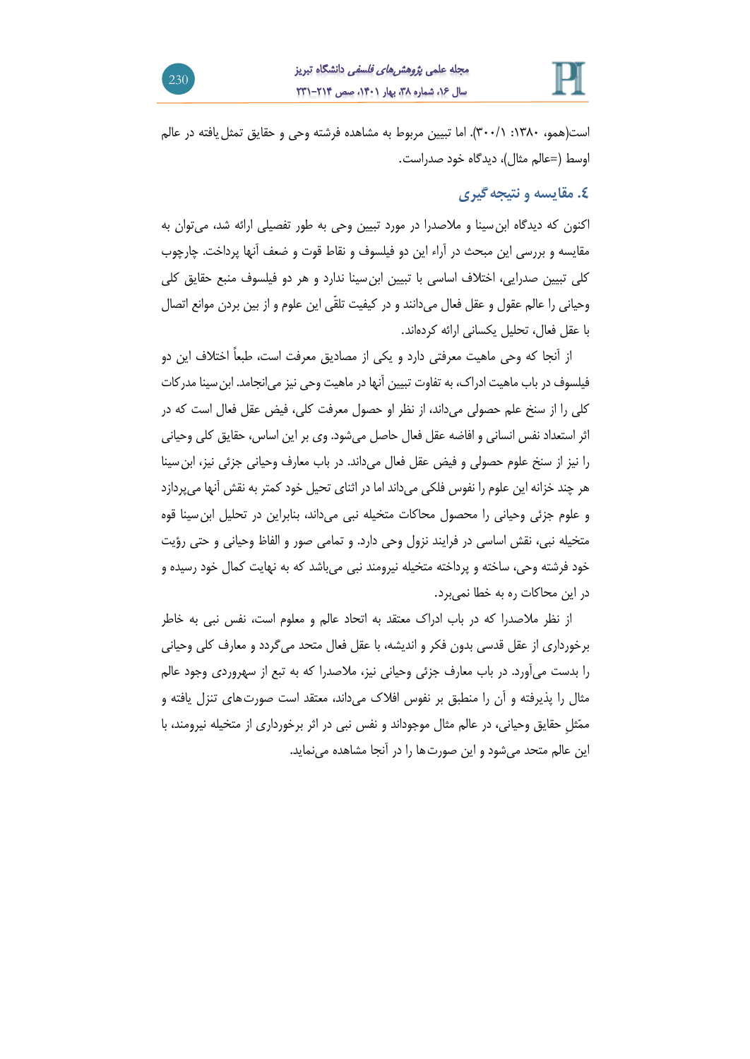است(همو، ۱۳۸۰: ۳۰۰/۱). اما تبیین مربوط به مشاهده فرشته وحی و حقایق تمثل یافته در عالم اوسط (=عالم مثال)، دیدگاه خود صدراست.

## ٤. مقایسه و نتیجه گیری

اکنون که دیدگاه ابن‌سینا و ملاصدرا در مورد تبیین وحی به طور تفصیلی ارائه شد، می‌توان به مقایسه و بررسی این مبحث در آراء این دو فیلسوف و نقاط قوت و ضعف آنها پرداخت. چارچوب کلی تبیین صدرایی، اختلاف اساسی با تبیین ابن‌سینا ندارد و هر دو فیلسوف منبع حقایق کلی وحیانی را عالم عقول و عقل فعال می‌دانند و در کیفیت تلقّی این علوم و از بین بردن موانع اتصال با عقل فعال، تحلیل یکسانی ارائه کرده‌اند.

از آنجا که وحی ماهیت معرفتی دارد و یکی از مصادیق معرفت است، طبعاً اختلاف این دو فیلسوف در باب ماهیت ادراک، به تفاوت تبیین آنها در ماهیت وحی نیز می‌انجامد. ابن‌سینا مدرکات کلی را از سنخ علم حصولی می‌داند، از نظر او حصول معرفت کلی، فیض عقل فعال است که در اثر استعداد نفس انسانی و افاضه عقل فعال حاصل می‌شود. وی بر این اساس، حقایق کلی وحیانی را نیز از سنخ علوم حصولی و فیض عقل فعال می‌داند. در باب معارف وحیانی جزئی نیز، ابن‌سینا هر چند خزانه این علوم را نفوس فلکی می‌داند اما در اثنای تحیل خود کمتر به نقش آنها می‌پردازد و علوم جزئی وحیانی را محصول محاکات متخیله نبی می‌داند، بنابراین در تحلیل ابن‌سینا قوه متخیله نبی، نقش اساسی در فرایند نزول وحی دارد. و تمامی صور و الفاظ وحیانی و حتی رؤیت خود فرشته وحی، ساخته و پرداخته متخیله نیرومند نبی می‌باشد که به نهایت کمال خود رسیده و در این محاکات ره به خطا نمی‌برد.

از نظر ملاصدرا که در باب ادراک معتقد به اتحاد عالم و معلوم است، نفس نبی به خاطر برخورداری از عقل قدسی بدون فکر و اندیشه، با عقل فعال متحد می‌گردد و معارف کلی وحیانی را بدست می‌آورد. در باب معارف جزئی وحیانی نیز، ملاصدرا که به تبع از سهروردی وجود عالم مثال را پذیرفته و آن را منطبق بر نفوس افلاک می‌داند، معتقد است صورت‌های تنزل یافته و ممثّلِ حقایق وحیانی، در عالم مثال موجوداند و نفس نبی در اثر برخورداری از متخیله نیرومند، با این عالم متحد می‌شود و این صورت‌ها را در آنجا مشاهده می‌نماید.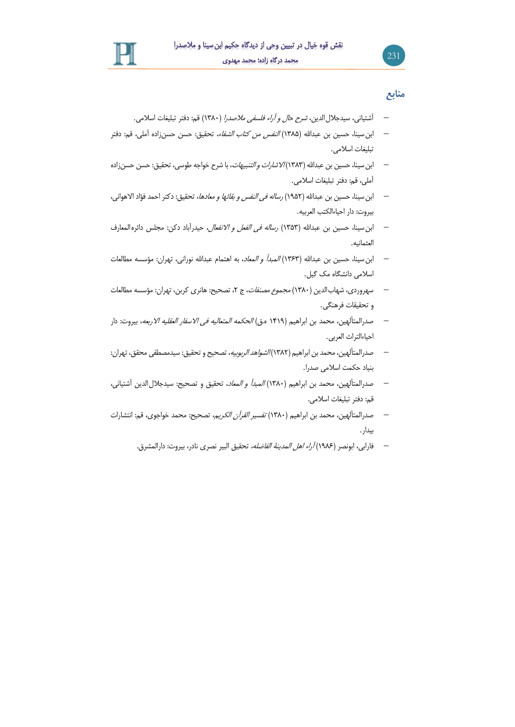## منابع

- آشتیانی، سیدجلال‌الدین، *شرح حال و آراء فلسفی ملاصدرا* (۱۳۸۰) قم: دفتر تبلیغات اسلامی.
- ابن‌سینا، حسین بن عبدالله (۱۳۸۵) *النفس من کتاب الشفاء*، تحقیق: حسن حسن‌زاده آملی، قم: دفتر تبلیغات اسلامی.
- ابن‌سینا، حسین بن عبدالله (۱۳۸۳) *الاشارات و التنبیهات*، با شرح خواجه طوسی، تحقیق: حسن حسن‌زاده آملی، قم: دفتر تبلیغات اسلامی.
- ابن‌سینا، حسین بن عبدالله (۱۹۵۲) *رساله فی النفس و بقائها و معادها*، تحقیق: دکتر احمد فؤاد الاهوانی، بیروت: دار احیاءالکتب العربیه.
- ابن‌سینا، حسین بن عبدالله (۱۳۵۳) *رساله فی الفعل و الانفعال*، حیدرآباد دکن: مجلس دائره‌المعارف العثمانیه.
- ابن‌سینا، حسین بن عبدالله (۱۳۶۳) *المبدأ و المعاد*، به اهتمام عبدالله نورانی، تهران: مؤسسه مطالعات اسلامی دانشگاه مک گیل.
- سهروردی، شهاب‌الدین (۱۳۸۰) *مجموع مصنفات*، ج ۲، تصحیح: هانری کربن، تهران: مؤسسه مطالعات و تحقیقات فرهنگی.
- صدرالمتألهین، محمد بن ابراهیم (۱۴۱۹ ه.ق) *الحکمه المتعالیه فی الاسفار العقلیه الاربعه*، بیروت: دار احیاءالتراث العربی.
- صدرالمتألهین، محمد بن ابراهیم (۱۳۸۲) *الشواهد الربوبیه*، تصحیح و تحقیق: سیدمصطفی محقق، تهران: بنیاد حکمت اسلامی صدرا.
- صدرالمتألهین، محمد بن ابراهیم (۱۳۸۰) *المبدأ و المعاد*، تحقیق و تصحیح: سیدجلال‌الدین آشتیانی، قم: دفتر تبلیغات اسلامی.
- صدرالمتألهین، محمد بن ابراهیم (۱۳۸۰) *تفسیر القرآن الکریم*، تصحیح: محمد خواجوی، قم: انتشارات بیدار.
- فارابی، ابونصر (۱۹۸۶) *آراء اهل المدینة الفاضله*، تحقیق البیر نصری نادر، بیروت: دارالمشرق.